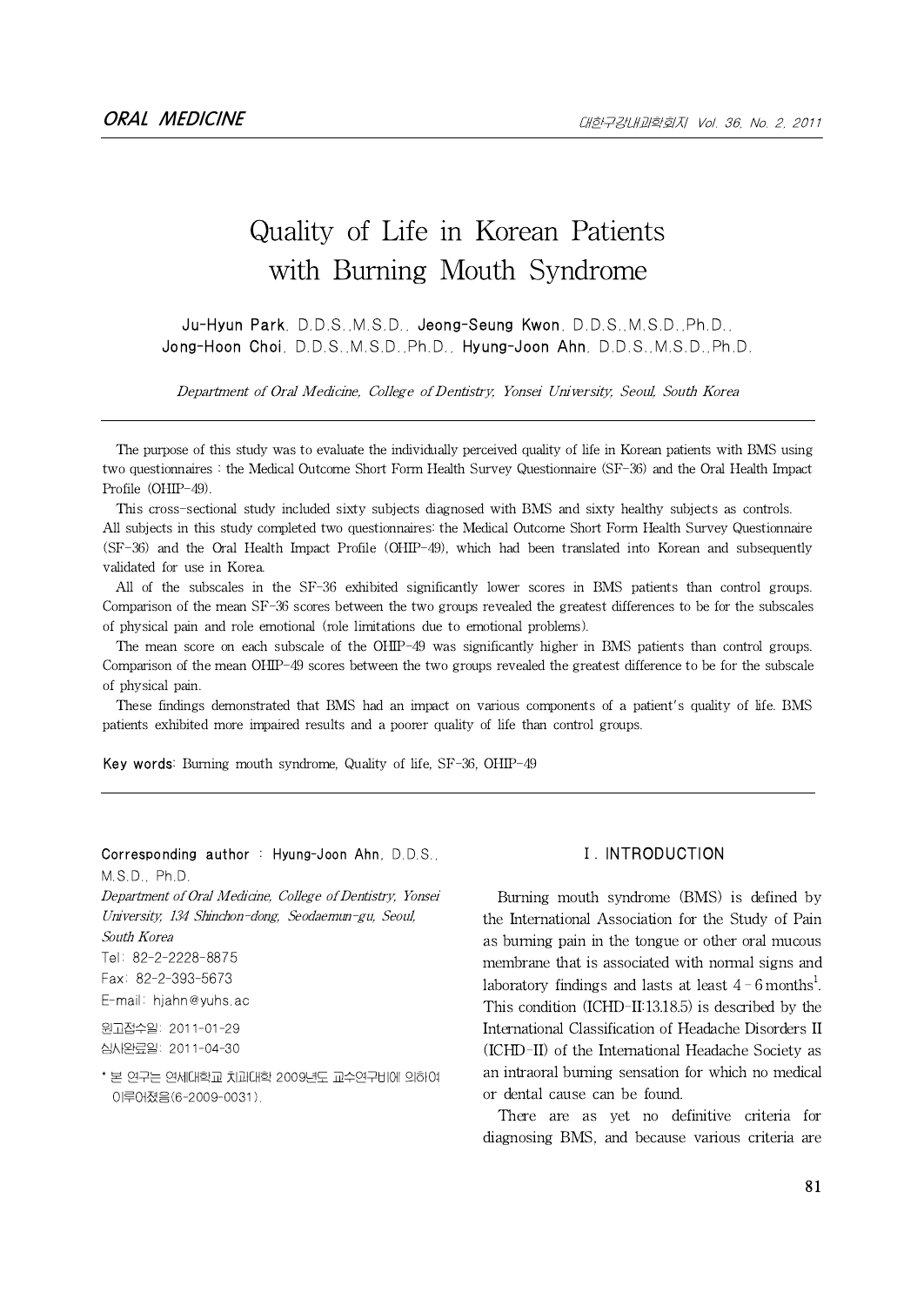# Quality of Life in Korean Patients with Burning Mouth Syndrome

**Ju-Hyun Park**, D.D.S.,M.S.D., **Jeong-Seung Kwon**, D.D.S.,M.S.D.,Ph.D., **Jong-Hoon Choi**, D.D.S.,M.S.D.,Ph.D., **Hyung-Joon Ahn**, D.D.S.,M.S.D.,Ph.D.

*Department of Oral Medicine, College of Dentistry, Yonsei University, Seoul, South Korea*

---

The purpose of this study was to evaluate the individually perceived quality of life in Korean patients with BMS using two questionnaires : the Medical Outcome Short Form Health Survey Questionnaire (SF-36) and the Oral Health Impact Profile (OHIP-49).

This cross-sectional study included sixty subjects diagnosed with BMS and sixty healthy subjects as controls. All subjects in this study completed two questionnaires: the Medical Outcome Short Form Health Survey Questionnaire (SF-36) and the Oral Health Impact Profile (OHIP-49), which had been translated into Korean and subsequently validated for use in Korea.

All of the subscales in the SF-36 exhibited significantly lower scores in BMS patients than control groups. Comparison of the mean SF-36 scores between the two groups revealed the greatest differences to be for the subscales of physical pain and role emotional (role limitations due to emotional problems).

The mean score on each subscale of the OHIP-49 was significantly higher in BMS patients than control groups. Comparison of the mean OHIP-49 scores between the two groups revealed the greatest difference to be for the subscale of physical pain.

These findings demonstrated that BMS had an impact on various components of a patient's quality of life. BMS patients exhibited more impaired results and a poorer quality of life than control groups.

**Key words**: Burning mouth syndrome, Quality of life, SF-36, OHIP-49

---

**Corresponding author** : Hyung-Joon Ahn, D.D.S., M.S.D., Ph.D.
*Department of Oral Medicine, College of Dentistry, Yonsei University, 134 Shinchon-dong, Seodaemun-gu, Seoul, South Korea*
Tel: 82-2-2228-8875
Fax: 82-2-393-5673
E-mail: hjahn@yuhs.ac

원고접수일: 2011-01-29
심사완료일: 2011-04-30

* 본 연구는 연세대학교 치과대학 2009년도 교수연구비에 의하여 이루어졌음(6-2009-0031).

## Ⅰ. INTRODUCTION

Burning mouth syndrome (BMS) is defined by the International Association for the Study of Pain as burning pain in the tongue or other oral mucous membrane that is associated with normal signs and laboratory findings and lasts at least 4 - 6 months[1]. This condition (ICHD-II:13.18.5) is described by the International Classification of Headache Disorders II (ICHD-II) of the International Headache Society as an intraoral burning sensation for which no medical or dental cause can be found.

There are as yet no definitive criteria for diagnosing BMS, and because various criteria are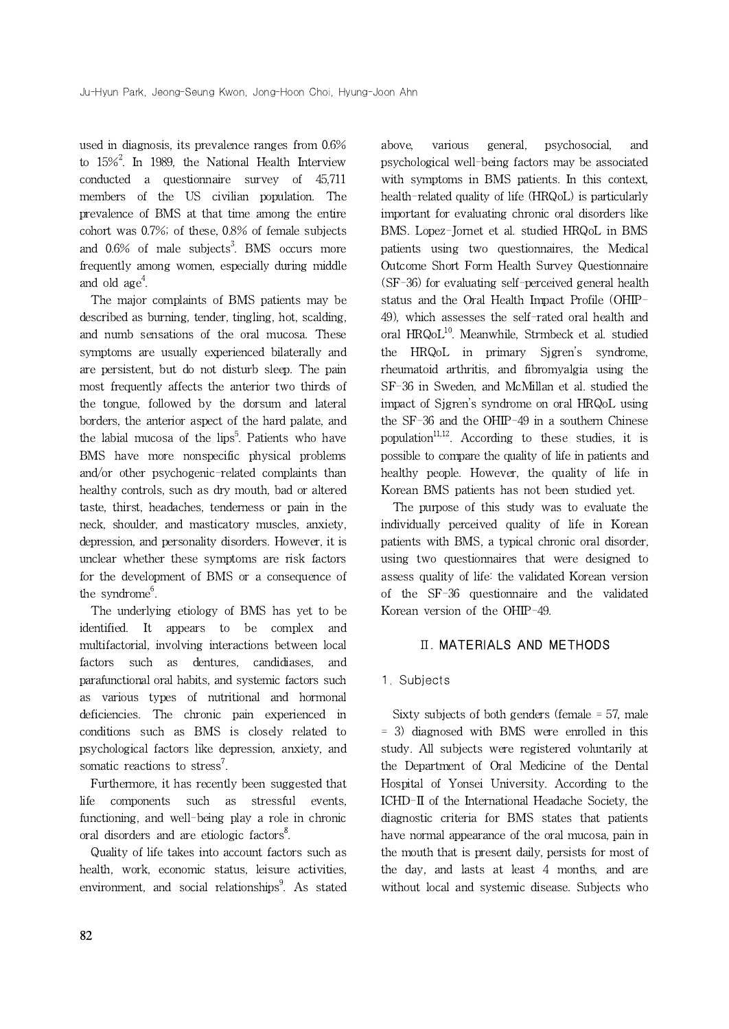used in diagnosis, its prevalence ranges from 0.6% to 15%[2]. In 1989, the National Health Interview conducted a questionnaire survey of 45,711 members of the US civilian population. The prevalence of BMS at that time among the entire cohort was 0.7%; of these, 0.8% of female subjects and 0.6% of male subjects[3]. BMS occurs more frequently among women, especially during middle and old age[4].

The major complaints of BMS patients may be described as burning, tender, tingling, hot, scalding, and numb sensations of the oral mucosa. These symptoms are usually experienced bilaterally and are persistent, but do not disturb sleep. The pain most frequently affects the anterior two thirds of the tongue, followed by the dorsum and lateral borders, the anterior aspect of the hard palate, and the labial mucosa of the lips[5]. Patients who have BMS have more nonspecific physical problems and/or other psychogenic-related complaints than healthy controls, such as dry mouth, bad or altered taste, thirst, headaches, tenderness or pain in the neck, shoulder, and masticatory muscles, anxiety, depression, and personality disorders. However, it is unclear whether these symptoms are risk factors for the development of BMS or a consequence of the syndrome[6].

The underlying etiology of BMS has yet to be identified. It appears to be complex and multifactorial, involving interactions between local factors such as dentures, candidiases, and parafunctional oral habits, and systemic factors such as various types of nutritional and hormonal deficiencies. The chronic pain experienced in conditions such as BMS is closely related to psychological factors like depression, anxiety, and somatic reactions to stress[7].

Furthermore, it has recently been suggested that life components such as stressful events, functioning, and well-being play a role in chronic oral disorders and are etiologic factors[8].

Quality of life takes into account factors such as health, work, economic status, leisure activities, environment, and social relationships[9]. As stated above, various general, psychosocial, and psychological well-being factors may be associated with symptoms in BMS patients. In this context, health-related quality of life (HRQoL) is particularly important for evaluating chronic oral disorders like BMS. Lopez-Jornet et al. studied HRQoL in BMS patients using two questionnaires, the Medical Outcome Short Form Health Survey Questionnaire (SF-36) for evaluating self-perceived general health status and the Oral Health Impact Profile (OHIP-49), which assesses the self-rated oral health and oral HRQoL[10]. Meanwhile, Strmbeck et al. studied the HRQoL in primary Sjgren's syndrome, rheumatoid arthritis, and fibromyalgia using the SF-36 in Sweden, and McMillan et al. studied the impact of Sjgren's syndrome on oral HRQoL using the SF-36 and the OHIP-49 in a southern Chinese population[11,12]. According to these studies, it is possible to compare the quality of life in patients and healthy people. However, the quality of life in Korean BMS patients has not been studied yet.

The purpose of this study was to evaluate the individually perceived quality of life in Korean patients with BMS, a typical chronic oral disorder, using two questionnaires that were designed to assess quality of life: the validated Korean version of the SF-36 questionnaire and the validated Korean version of the OHIP-49.

## II. MATERIALS AND METHODS

### 1. Subjects

Sixty subjects of both genders (female = 57, male = 3) diagnosed with BMS were enrolled in this study. All subjects were registered voluntarily at the Department of Oral Medicine of the Dental Hospital of Yonsei University. According to the ICHD-II of the International Headache Society, the diagnostic criteria for BMS states that patients have normal appearance of the oral mucosa, pain in the mouth that is present daily, persists for most of the day, and lasts at least 4 months, and are without local and systemic disease. Subjects who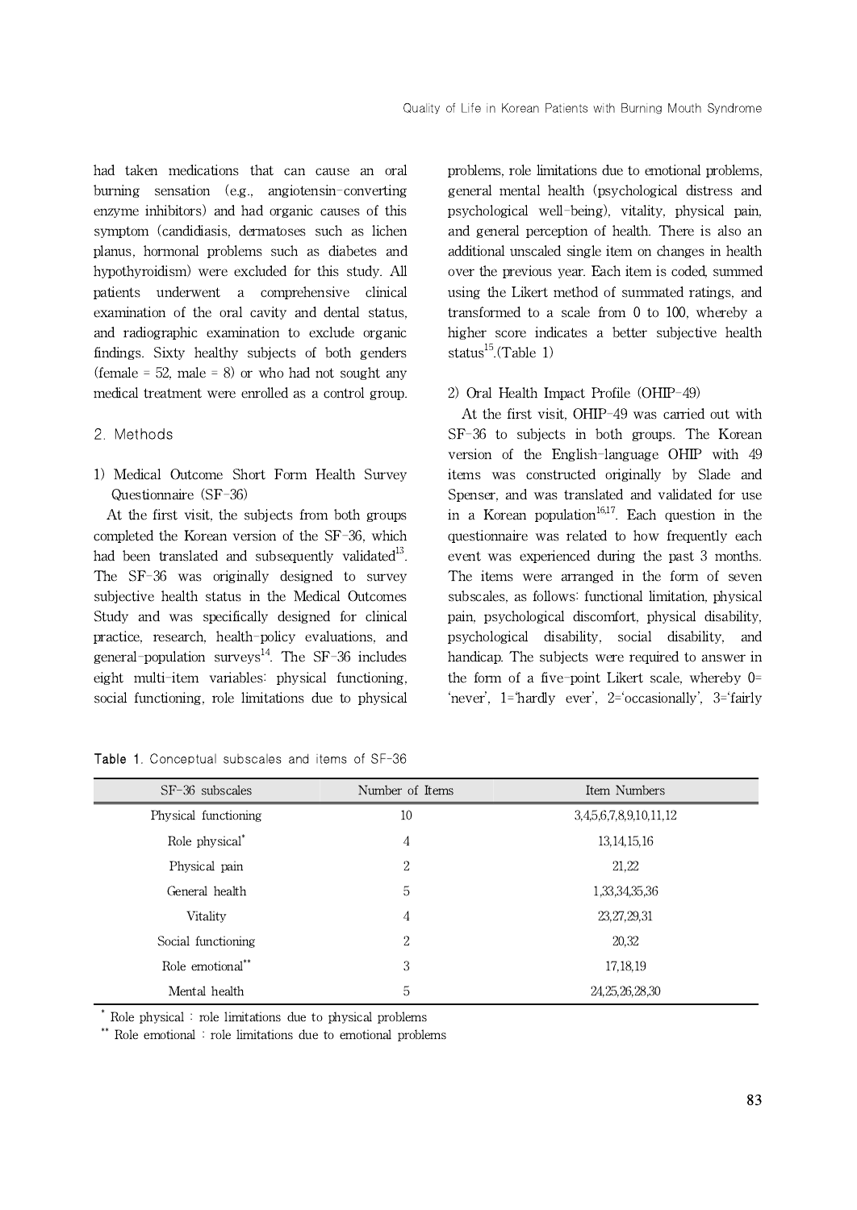had taken medications that can cause an oral burning sensation (e.g., angiotensin-converting enzyme inhibitors) and had organic causes of this symptom (candidiasis, dermatoses such as lichen planus, hormonal problems such as diabetes and hypothyroidism) were excluded for this study. All patients underwent a comprehensive clinical examination of the oral cavity and dental status, and radiographic examination to exclude organic findings. Sixty healthy subjects of both genders (female = 52, male = 8) or who had not sought any medical treatment were enrolled as a control group.

## 2. Methods

### 1) Medical Outcome Short Form Health Survey Questionnaire (SF-36)

At the first visit, the subjects from both groups completed the Korean version of the SF-36, which had been translated and subsequently validated[13]. The SF-36 was originally designed to survey subjective health status in the Medical Outcomes Study and was specifically designed for clinical practice, research, health-policy evaluations, and general-population surveys[14]. The SF-36 includes eight multi-item variables: physical functioning, social functioning, role limitations due to physical problems, role limitations due to emotional problems, general mental health (psychological distress and psychological well-being), vitality, physical pain, and general perception of health. There is also an additional unscaled single item on changes in health over the previous year. Each item is coded, summed using the Likert method of summated ratings, and transformed to a scale from 0 to 100, whereby a higher score indicates a better subjective health status[15].(Table 1)

### 2) Oral Health Impact Profile (OHIP-49)

At the first visit, OHIP-49 was carried out with SF-36 to subjects in both groups. The Korean version of the English-language OHIP with 49 items was constructed originally by Slade and Spenser, and was translated and validated for use in a Korean population[16,17]. Each question in the questionnaire was related to how frequently each event was experienced during the past 3 months. The items were arranged in the form of seven subscales, as follows: functional limitation, physical pain, psychological discomfort, physical disability, psychological disability, social disability, and handicap. The subjects were required to answer in the form of a five-point Likert scale, whereby 0= 'never', 1='hardly ever', 2='occasionally', 3='fairly

**Table 1.** Conceptual subscales and items of SF-36

| SF-36 subscales | Number of Items | Item Numbers |
|---|---|---|
| Physical functioning | 10 | 3,4,5,6,7,8,9,10,11,12 |
| Role physical* | 4 | 13,14,15,16 |
| Physical pain | 2 | 21,22 |
| General health | 5 | 1,33,34,35,36 |
| Vitality | 4 | 23,27,29,31 |
| Social functioning | 2 | 20,32 |
| Role emotional** | 3 | 17,18,19 |
| Mental health | 5 | 24,25,26,28,30 |

\* Role physical : role limitations due to physical problems

\*\* Role emotional : role limitations due to emotional problems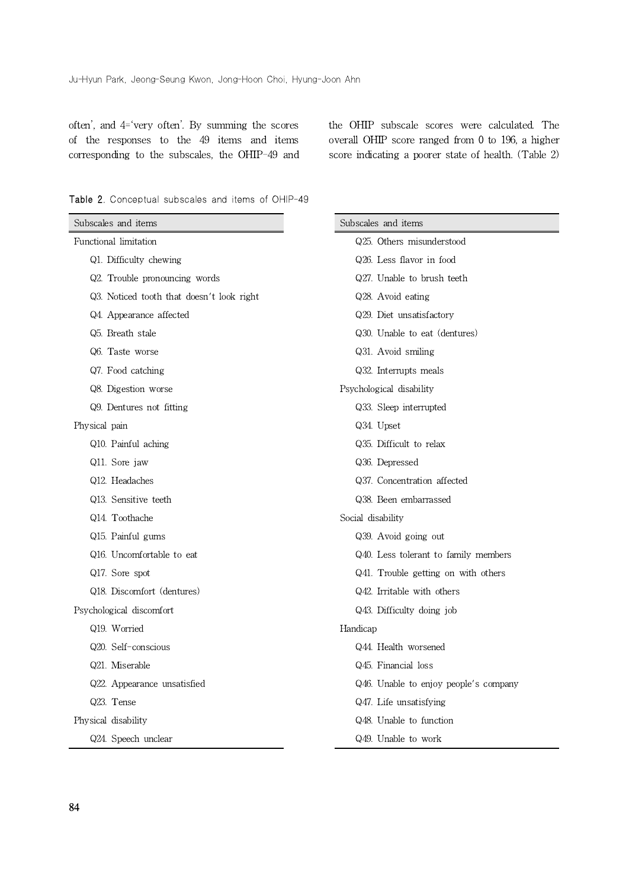often', and 4='very often'. By summing the scores of the responses to the 49 items and items corresponding to the subscales, the OHIP-49 and the OHIP subscale scores were calculated. The overall OHIP score ranged from 0 to 196, a higher score indicating a poorer state of health. (Table 2)

**Table 2.** Conceptual subscales and items of OHIP-49

| Subscales and items |
|---|
| Functional limitation |
| Q1. Difficulty chewing |
| Q2. Trouble pronouncing words |
| Q3. Noticed tooth that doesn't look right |
| Q4. Appearance affected |
| Q5. Breath stale |
| Q6. Taste worse |
| Q7. Food catching |
| Q8. Digestion worse |
| Q9. Dentures not fitting |
| Physical pain |
| Q10. Painful aching |
| Q11. Sore jaw |
| Q12. Headaches |
| Q13. Sensitive teeth |
| Q14. Toothache |
| Q15. Painful gums |
| Q16. Uncomfortable to eat |
| Q17. Sore spot |
| Q18. Discomfort (dentures) |
| Psychological discomfort |
| Q19. Worried |
| Q20. Self-conscious |
| Q21. Miserable |
| Q22. Appearance unsatisfied |
| Q23. Tense |
| Physical disability |
| Q24. Speech unclear |
| Q25. Others misunderstood |
| Q26. Less flavor in food |
| Q27. Unable to brush teeth |
| Q28. Avoid eating |
| Q29. Diet unsatisfactory |
| Q30. Unable to eat (dentures) |
| Q31. Avoid smiling |
| Q32. Interrupts meals |
| Psychological disability |
| Q33. Sleep interrupted |
| Q34. Upset |
| Q35. Difficult to relax |
| Q36. Depressed |
| Q37. Concentration affected |
| Q38. Been embarrassed |
| Social disability |
| Q39. Avoid going out |
| Q40. Less tolerant to family members |
| Q41. Trouble getting on with others |
| Q42. Irritable with others |
| Q43. Difficulty doing job |
| Handicap |
| Q44. Health worsened |
| Q45. Financial loss |
| Q46. Unable to enjoy people's company |
| Q47. Life unsatisfying |
| Q48. Unable to function |
| Q49. Unable to work |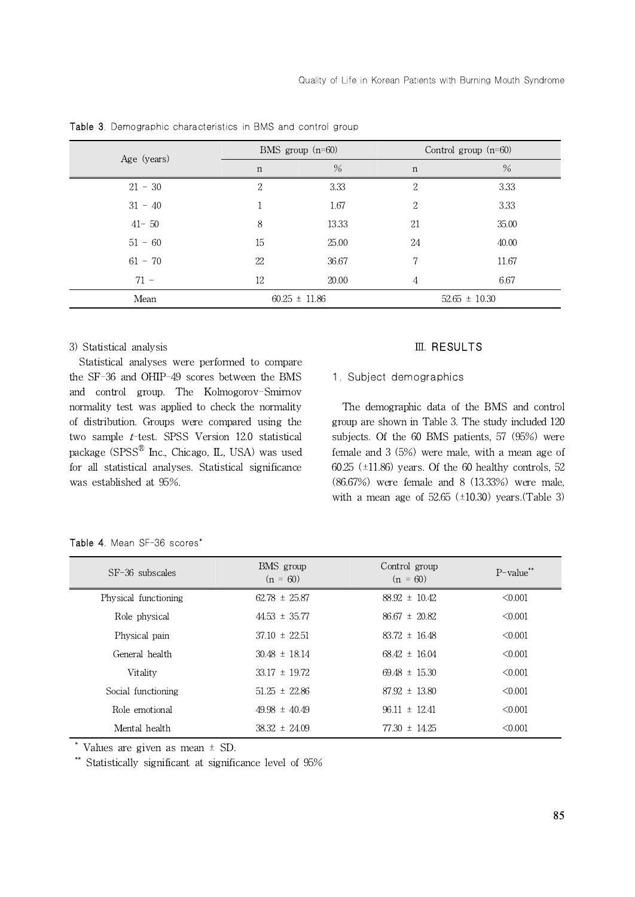Table 3. Demographic characteristics in BMS and control group

| Age (years) | BMS group (n=60) | | Control group (n=60) | |
|---|---|---|---|---|
| | n | % | n | % |
| 21 - 30 | 2 | 3.33 | 2 | 3.33 |
| 31 - 40 | 1 | 1.67 | 2 | 3.33 |
| 41- 50 | 8 | 13.33 | 21 | 35.00 |
| 51 - 60 | 15 | 25.00 | 24 | 40.00 |
| 61 - 70 | 22 | 36.67 | 7 | 11.67 |
| 71 - | 12 | 20.00 | 4 | 6.67 |
| Mean | 60.25 ± 11.86 | | 52.65 ± 10.30 | |

3) Statistical analysis

Statistical analyses were performed to compare the SF-36 and OHIP-49 scores between the BMS and control group. The Kolmogorov-Smirnov normality test was applied to check the normality of distribution. Groups were compared using the two sample *t*-test. SPSS Version 12.0 statistical package (SPSS® Inc., Chicago, IL, USA) was used for all statistical analyses. Statistical significance was established at 95%.

## Ⅲ. RESULTS

### 1. Subject demographics

The demographic data of the BMS and control group are shown in Table 3. The study included 120 subjects. Of the 60 BMS patients, 57 (95%) were female and 3 (5%) were male, with a mean age of 60.25 (±11.86) years. Of the 60 healthy controls, 52 (86.67%) were female and 8 (13.33%) were male, with a mean age of 52.65 (±10.30) years.(Table 3)

Table 4. Mean SF-36 scores*

| SF-36 subscales | BMS group (n = 60) | Control group (n = 60) | P-value** |
|---|---|---|---|
| Physical functioning | 62.78 ± 25.87 | 88.92 ± 10.42 | <0.001 |
| Role physical | 44.53 ± 35.77 | 86.67 ± 20.82 | <0.001 |
| Physical pain | 37.10 ± 22.51 | 83.72 ± 16.48 | <0.001 |
| General health | 30.48 ± 18.14 | 68.42 ± 16.04 | <0.001 |
| Vitality | 33.17 ± 19.72 | 69.48 ± 15.30 | <0.001 |
| Social functioning | 51.25 ± 22.86 | 87.92 ± 13.80 | <0.001 |
| Role emotional | 49.98 ± 40.49 | 96.11 ± 12.41 | <0.001 |
| Mental health | 38.32 ± 24.09 | 77.30 ± 14.25 | <0.001 |

\* Values are given as mean ± SD.

\*\* Statistically significant at significance level of 95%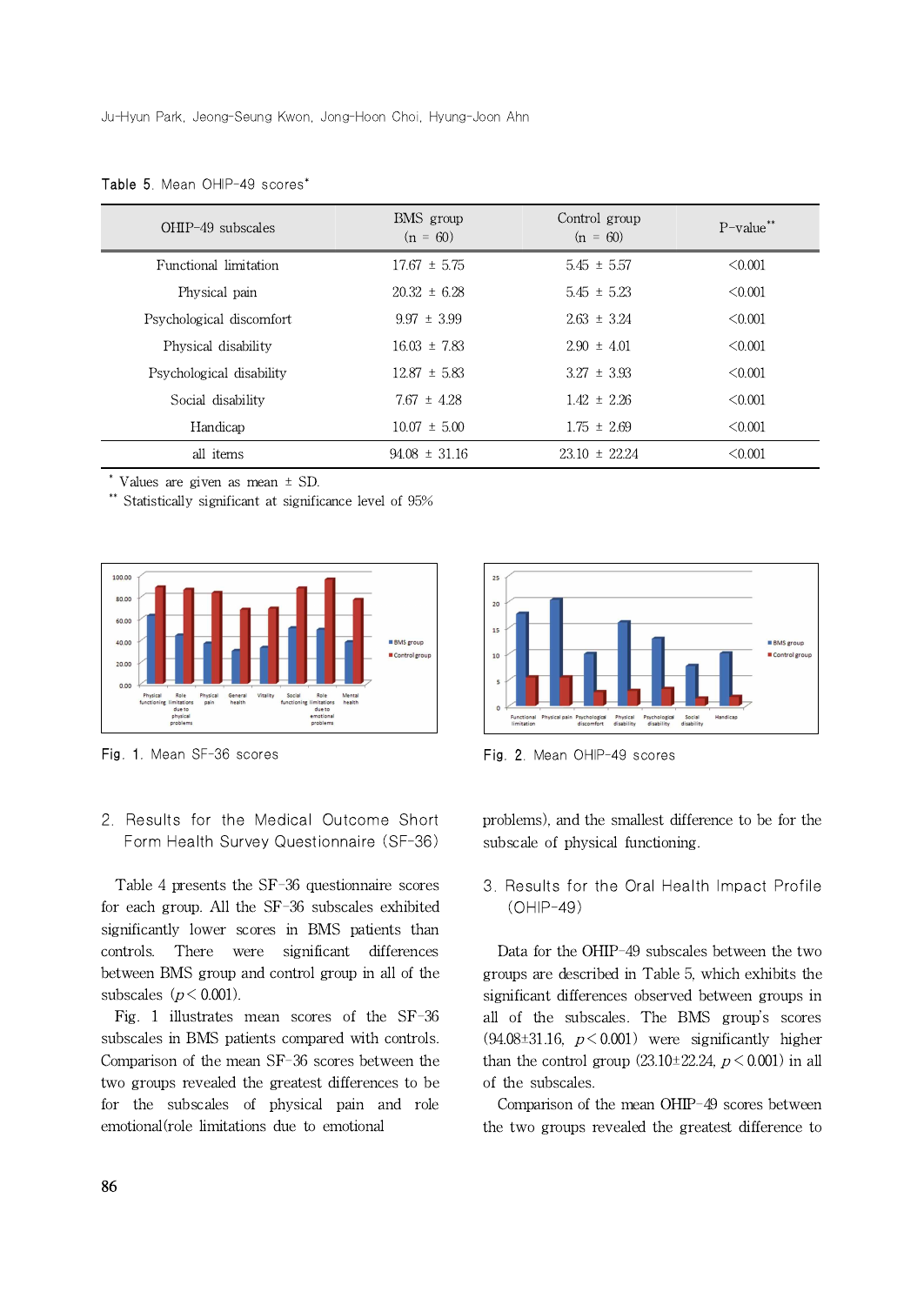Table 5. Mean OHIP-49 scores*

| OHIP-49 subscales | BMS group (n = 60) | Control group (n = 60) | P-value** |
|---|---|---|---|
| Functional limitation | 17.67 ± 5.75 | 5.45 ± 5.57 | <0.001 |
| Physical pain | 20.32 ± 6.28 | 5.45 ± 5.23 | <0.001 |
| Psychological discomfort | 9.97 ± 3.99 | 2.63 ± 3.24 | <0.001 |
| Physical disability | 16.03 ± 7.83 | 2.90 ± 4.01 | <0.001 |
| Psychological disability | 12.87 ± 5.83 | 3.27 ± 3.93 | <0.001 |
| Social disability | 7.67 ± 4.28 | 1.42 ± 2.26 | <0.001 |
| Handicap | 10.07 ± 5.00 | 1.75 ± 2.69 | <0.001 |
| all items | 94.08 ± 31.16 | 23.10 ± 22.24 | <0.001 |

\* Values are given as mean ± SD.
\** Statistically significant at significance level of 95%

Fig. 1. Mean SF-36 scores

Fig. 2. Mean OHIP-49 scores

## 2. Results for the Medical Outcome Short Form Health Survey Questionnaire (SF-36)

Table 4 presents the SF-36 questionnaire scores for each group. All the SF-36 subscales exhibited significantly lower scores in BMS patients than controls. There were significant differences between BMS group and control group in all of the subscales ($p < 0.001$).

Fig. 1 illustrates mean scores of the SF-36 subscales in BMS patients compared with controls. Comparison of the mean SF-36 scores between the two groups revealed the greatest differences to be for the subscales of physical pain and role emotional(role limitations due to emotional problems), and the smallest difference to be for the subscale of physical functioning.

## 3. Results for the Oral Health Impact Profile (OHIP-49)

Data for the OHIP-49 subscales between the two groups are described in Table 5, which exhibits the significant differences observed between groups in all of the subscales. The BMS group's scores (94.08±31.16, $p < 0.001$) were significantly higher than the control group (23.10±22.24, $p < 0.001$) in all of the subscales.

Comparison of the mean OHIP-49 scores between the two groups revealed the greatest difference to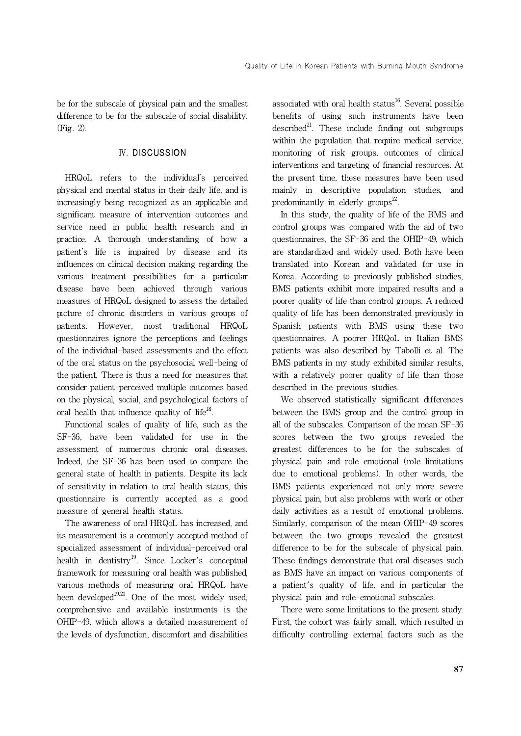be for the subscale of physical pain and the smallest difference to be for the subscale of social disability. (Fig. 2).

## Ⅳ. DISCUSSION

HRQoL refers to the individual's perceived physical and mental status in their daily life, and is increasingly being recognized as an applicable and significant measure of intervention outcomes and service need in public health research and in practice. A thorough understanding of how a patient's life is impaired by disease and its influences on clinical decision making regarding the various treatment possibilities for a particular disease have been achieved through various measures of HRQoL designed to assess the detailed picture of chronic disorders in various groups of patients. However, most traditional HRQoL questionnaires ignore the perceptions and feelings of the individual-based assessments and the effect of the oral status on the psychosocial well-being of the patient. There is thus a need for measures that consider patient-perceived multiple outcomes based on the physical, social, and psychological factors of oral health that influence quality of life[18].

Functional scales of quality of life, such as the SF-36, have been validated for use in the assessment of numerous chronic oral diseases. Indeed, the SF-36 has been used to compare the general state of health in patients. Despite its lack of sensitivity in relation to oral health status, this questionnaire is currently accepted as a good measure of general health status.

The awareness of oral HRQoL has increased, and its measurement is a commonly accepted method of specialized assessment of individual-perceived oral health in dentistry[19]. Since Locker's conceptual framework for measuring oral health was published, various methods of measuring oral HRQoL have been developed[19,20]. One of the most widely used, comprehensive and available instruments is the OHIP-49, which allows a detailed measurement of the levels of dysfunction, discomfort and disabilities associated with oral health status[16]. Several possible benefits of using such instruments have been described[21]. These include finding out subgroups within the population that require medical service, monitoring of risk groups, outcomes of clinical interventions and targeting of financial resources. At the present time, these measures have been used mainly in descriptive population studies, and predominantly in elderly groups[22].

In this study, the quality of life of the BMS and control groups was compared with the aid of two questionnaires, the SF-36 and the OHIP-49, which are standardized and widely used. Both have been translated into Korean and validated for use in Korea. According to previously published studies, BMS patients exhibit more impaired results and a poorer quality of life than control groups. A reduced quality of life has been demonstrated previously in Spanish patients with BMS using these two questionnaires. A poorer HRQoL in Italian BMS patients was also described by Tabolli et al. The BMS patients in my study exhibited similar results, with a relatively poorer quality of life than those described in the previous studies.

We observed statistically significant differences between the BMS group and the control group in all of the subscales. Comparison of the mean SF-36 scores between the two groups revealed the greatest differences to be for the subscales of physical pain and role emotional (role limitations due to emotional problems). In other words, the BMS patients experienced not only more severe physical pain, but also problems with work or other daily activities as a result of emotional problems. Similarly, comparison of the mean OHIP-49 scores between the two groups revealed the greatest difference to be for the subscale of physical pain. These findings demonstrate that oral diseases such as BMS have an impact on various components of a patient's quality of life, and in particular the physical pain and role-emotional subscales.

There were some limitations to the present study. First, the cohort was fairly small, which resulted in difficulty controlling external factors such as the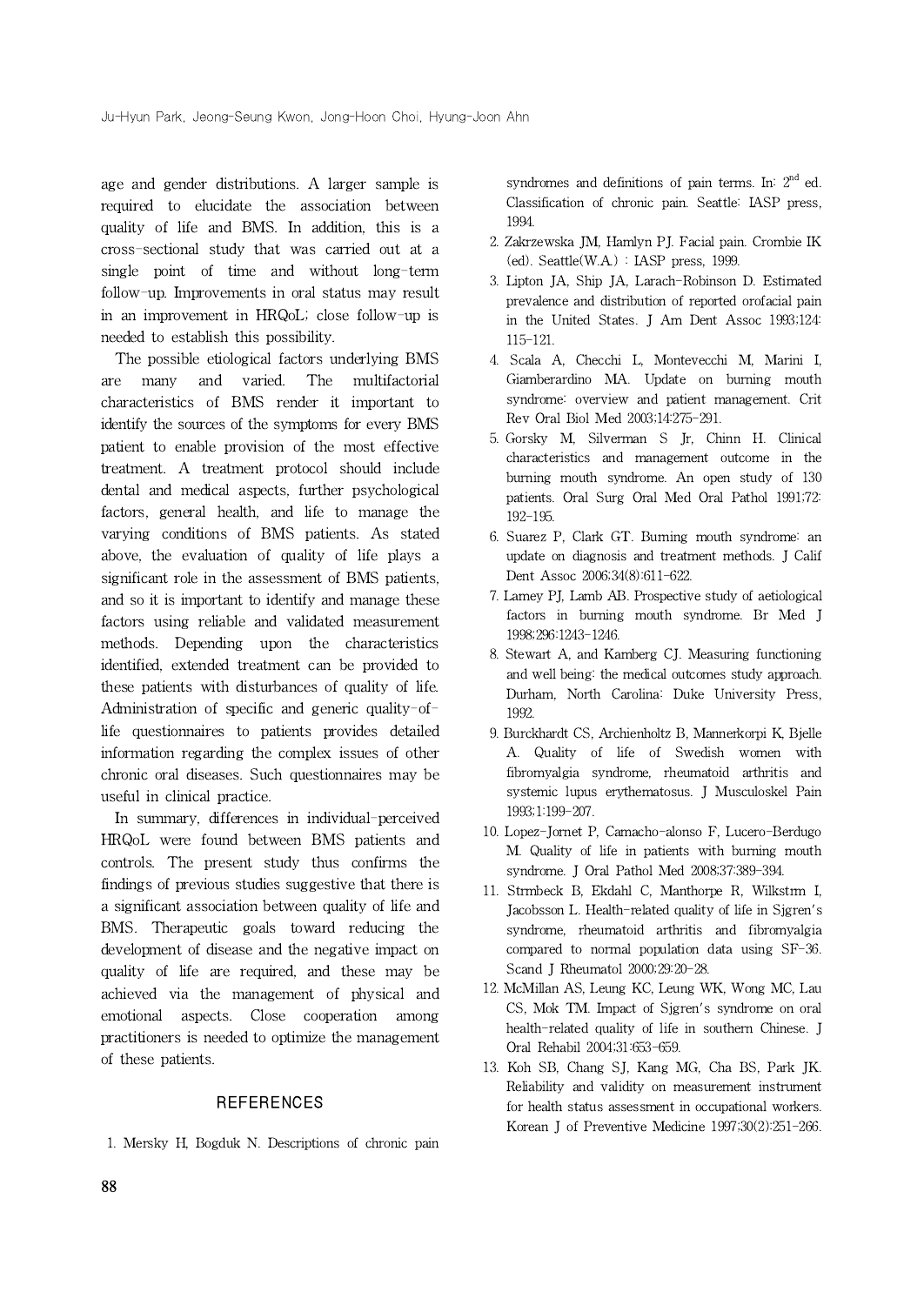age and gender distributions. A larger sample is required to elucidate the association between quality of life and BMS. In addition, this is a cross-sectional study that was carried out at a single point of time and without long-term follow-up. Improvements in oral status may result in an improvement in HRQoL; close follow-up is needed to establish this possibility.

The possible etiological factors underlying BMS are many and varied. The multifactorial characteristics of BMS render it important to identify the sources of the symptoms for every BMS patient to enable provision of the most effective treatment. A treatment protocol should include dental and medical aspects, further psychological factors, general health, and life to manage the varying conditions of BMS patients. As stated above, the evaluation of quality of life plays a significant role in the assessment of BMS patients, and so it is important to identify and manage these factors using reliable and validated measurement methods. Depending upon the characteristics identified, extended treatment can be provided to these patients with disturbances of quality of life. Administration of specific and generic quality-of-life questionnaires to patients provides detailed information regarding the complex issues of other chronic oral diseases. Such questionnaires may be useful in clinical practice.

In summary, differences in individual-perceived HRQoL were found between BMS patients and controls. The present study thus confirms the findings of previous studies suggestive that there is a significant association between quality of life and BMS. Therapeutic goals toward reducing the development of disease and the negative impact on quality of life are required, and these may be achieved via the management of physical and emotional aspects. Close cooperation among practitioners is needed to optimize the management of these patients.

## REFERENCES

1. Mersky H, Bogduk N. Descriptions of chronic pain syndromes and definitions of pain terms. In: 2nd ed. Classification of chronic pain. Seattle: IASP press, 1994.
2. Zakrzewska JM, Hamlyn PJ. Facial pain. Crombie IK (ed). Seattle(W.A.) : IASP press, 1999.
3. Lipton JA, Ship JA, Larach-Robinson D. Estimated prevalence and distribution of reported orofacial pain in the United States. J Am Dent Assoc 1993;124:115-121.
4. Scala A, Checchi L, Montevecchi M, Marini I, Giamberardino MA. Update on burning mouth syndrome: overview and patient management. Crit Rev Oral Biol Med 2003;14:275-291.
5. Gorsky M, Silverman S Jr, Chinn H. Clinical characteristics and management outcome in the burning mouth syndrome. An open study of 130 patients. Oral Surg Oral Med Oral Pathol 1991;72:192-195.
6. Suarez P, Clark GT. Burning mouth syndrome: an update on diagnosis and treatment methods. J Calif Dent Assoc 2006;34(8):611-622.
7. Lamey PJ, Lamb AB. Prospective study of aetiological factors in burning mouth syndrome. Br Med J 1998;296:1243-1246.
8. Stewart A, and Kamberg CJ. Measuring functioning and well being: the medical outcomes study approach. Durham, North Carolina: Duke University Press, 1992.
9. Burckhardt CS, Archienholtz B, Mannerkorpi K, Bjelle A. Quality of life of Swedish women with fibromyalgia syndrome, rheumatoid arthritis and systemic lupus erythematosus. J Musculoskel Pain 1993;1:199-207.
10. Lopez-Jornet P, Camacho-alonso F, Lucero-Berdugo M. Quality of life in patients with burning mouth syndrome. J Oral Pathol Med 2008;37:389-394.
11. Strmbeck B, Ekdahl C, Manthorpe R, Wilkstrm I, Jacobsson L. Health-related quality of life in Sjgren's syndrome, rheumatoid arthritis and fibromyalgia compared to normal population data using SF-36. Scand J Rheumatol 2000;29:20-28.
12. McMillan AS, Leung KC, Leung WK, Wong MC, Lau CS, Mok TM. Impact of Sjgren's syndrome on oral health-related quality of life in southern Chinese. J Oral Rehabil 2004;31:653-659.
13. Koh SB, Chang SJ, Kang MG, Cha BS, Park JK. Reliability and validity on measurement instrument for health status assessment in occupational workers. Korean J of Preventive Medicine 1997;30(2):251-266.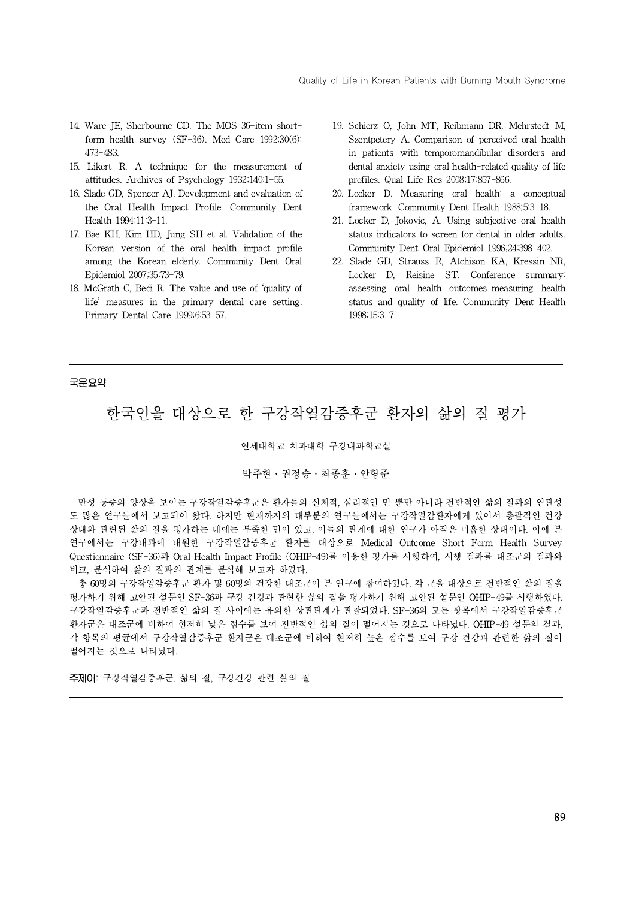14. Ware JE, Sherbourne CD. The MOS 36-item short-form health survey (SF-36). Med Care 1992;30(6):473-483.
15. Likert R. A technique for the measurement of attitudes. Archives of Psychology 1932;140:1-55.
16. Slade GD, Spencer AJ. Development and evaluation of the Oral Health Impact Profile. Community Dent Health 1994;11:3-11.
17. Bae KH, Kim HD, Jung SH et al. Validation of the Korean version of the oral health impact profile among the Korean elderly. Community Dent Oral Epidemiol 2007;35:73-79.
18. McGrath C, Bedi R. The value and use of 'quality of life' measures in the primary dental care setting. Primary Dental Care 1999;6:53-57.
19. Schierz O, John MT, Reibmann DR, Mehrstedt M, Szentpetery A. Comparison of perceived oral health in patients with temporomandibular disorders and dental anxiety using oral health-related quality of life profiles. Qual Life Res 2008;17:857-866.
20. Locker D. Measuring oral health: a conceptual framework. Community Dent Health 1988;5:3-18.
21. Locker D, Jokovic, A. Using subjective oral health status indicators to screen for dental in older adults. Community Dent Oral Epidemiol 1996;24:398-402.
22. Slade GD, Strauss R, Atchison KA, Kressin NR, Locker D, Reisine ST. Conference summary: assessing oral health outcomes-measuring health status and quality of life. Community Dent Health 1998;15:3-7.

---

**국문요약**

# 한국인을 대상으로 한 구강작열감증후군 환자의 삶의 질 평가

연세대학교 치과대학 구강내과학교실

박주현 · 권정승 · 최종훈 · 안형준

만성 통증의 양상을 보이는 구강작열감증후군은 환자들의 신체적, 심리적인 면 뿐만 아니라 전반적인 삶의 질과의 연관성도 많은 연구들에서 보고되어 왔다. 하지만 현재까지의 대부분의 연구들에서는 구강작열감환자에게 있어서 총괄적인 건강상태와 관련된 삶의 질을 평가하는 데에는 부족한 면이 있고, 이들의 관계에 대한 연구가 아직은 미흡한 상태이다. 이에 본 연구에서는 구강내과에 내원한 구강작열감증후군 환자를 대상으로 Medical Outcome Short Form Health Survey Questionnaire (SF-36)과 Oral Health Impact Profile (OHIP-49)를 이용한 평가를 시행하여, 시행 결과를 대조군의 결과와 비교, 분석하여 삶의 질과의 관계를 분석해 보고자 하였다.

총 60명의 구강작열감증후군 환자 및 60명의 건강한 대조군이 본 연구에 참여하였다. 각 군을 대상으로 전반적인 삶의 질을 평가하기 위해 고안된 설문인 SF-36과 구강 건강과 관련한 삶의 질을 평가하기 위해 고안된 설문인 OHIP-49를 시행하였다. 구강작열감증후군과 전반적인 삶의 질 사이에는 유의한 상관관계가 관찰되었다. SF-36의 모든 항목에서 구강작열감증후군 환자군은 대조군에 비하여 현저히 낮은 점수를 보여 전반적인 삶의 질이 떨어지는 것으로 나타났다. OHIP-49 설문의 결과, 각 항목의 평균에서 구강작열감증후군 환자군은 대조군에 비하여 현저히 높은 점수를 보여 구강 건강과 관련한 삶의 질이 떨어지는 것으로 나타났다.

**주제어**: 구강작열감증후군, 삶의 질, 구강건강 관련 삶의 질